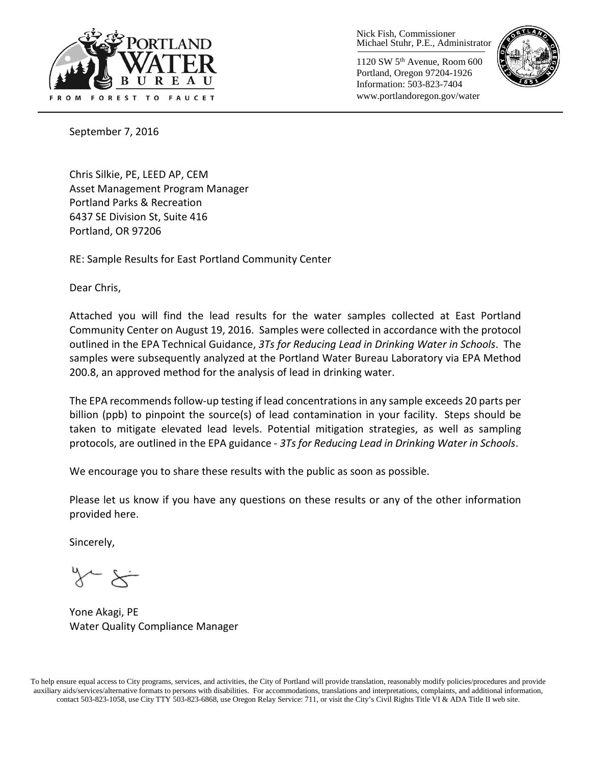Portland Water Bureau
FROM FOREST TO FAUCET

Nick Fish, Commissioner
Michael Stuhr, P.E., Administrator

1120 SW 5th Avenue, Room 600
Portland, Oregon 97204-1926
Information: 503-823-7404
www.portlandoregon.gov/water

September 7, 2016

Chris Silkie, PE, LEED AP, CEM
Asset Management Program Manager
Portland Parks & Recreation
6437 SE Division St, Suite 416
Portland, OR 97206

RE: Sample Results for East Portland Community Center

Dear Chris,

Attached you will find the lead results for the water samples collected at East Portland Community Center on August 19, 2016. Samples were collected in accordance with the protocol outlined in the EPA Technical Guidance, *3Ts for Reducing Lead in Drinking Water in Schools*. The samples were subsequently analyzed at the Portland Water Bureau Laboratory via EPA Method 200.8, an approved method for the analysis of lead in drinking water.

The EPA recommends follow-up testing if lead concentrations in any sample exceeds 20 parts per billion (ppb) to pinpoint the source(s) of lead contamination in your facility. Steps should be taken to mitigate elevated lead levels. Potential mitigation strategies, as well as sampling protocols, are outlined in the EPA guidance - *3Ts for Reducing Lead in Drinking Water in Schools*.

We encourage you to share these results with the public as soon as possible.

Please let us know if you have any questions on these results or any of the other information provided here.

Sincerely,

Yone Akagi, PE
Water Quality Compliance Manager

To help ensure equal access to City programs, services, and activities, the City of Portland will provide translation, reasonably modify policies/procedures and provide auxiliary aids/services/alternative formats to persons with disabilities. For accommodations, translations and interpretations, complaints, and additional information, contact 503-823-1058, use City TTY 503-823-6868, use Oregon Relay Service: 711, or visit the City's Civil Rights Title VI & ADA Title II web site.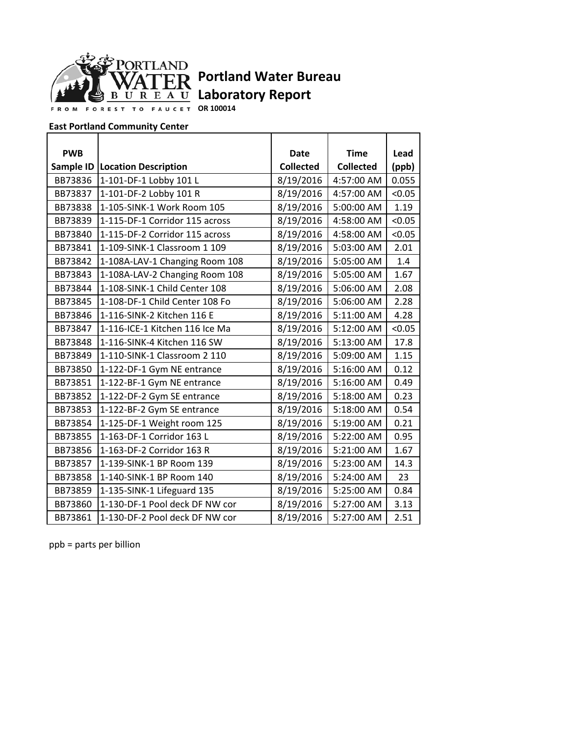# Portland Water Bureau Laboratory Report

PORTLAND WATER BUREAU
FROM FOREST TO FAUCET

**OR 100014**

**East Portland Community Center**

| PWB Sample ID | Location Description | Date Collected | Time Collected | Lead (ppb) |
|---|---|---|---|---|
| BB73836 | 1-101-DF-1 Lobby 101 L | 8/19/2016 | 4:57:00 AM | 0.055 |
| BB73837 | 1-101-DF-2 Lobby 101 R | 8/19/2016 | 4:57:00 AM | <0.05 |
| BB73838 | 1-105-SINK-1 Work Room 105 | 8/19/2016 | 5:00:00 AM | 1.19 |
| BB73839 | 1-115-DF-1 Corridor 115 across | 8/19/2016 | 4:58:00 AM | <0.05 |
| BB73840 | 1-115-DF-2 Corridor 115 across | 8/19/2016 | 4:58:00 AM | <0.05 |
| BB73841 | 1-109-SINK-1 Classroom 1 109 | 8/19/2016 | 5:03:00 AM | 2.01 |
| BB73842 | 1-108A-LAV-1 Changing Room 108 | 8/19/2016 | 5:05:00 AM | 1.4 |
| BB73843 | 1-108A-LAV-2 Changing Room 108 | 8/19/2016 | 5:05:00 AM | 1.67 |
| BB73844 | 1-108-SINK-1 Child Center 108 | 8/19/2016 | 5:06:00 AM | 2.08 |
| BB73845 | 1-108-DF-1 Child Center 108 Fo | 8/19/2016 | 5:06:00 AM | 2.28 |
| BB73846 | 1-116-SINK-2 Kitchen 116 E | 8/19/2016 | 5:11:00 AM | 4.28 |
| BB73847 | 1-116-ICE-1 Kitchen 116 Ice Ma | 8/19/2016 | 5:12:00 AM | <0.05 |
| BB73848 | 1-116-SINK-4 Kitchen 116 SW | 8/19/2016 | 5:13:00 AM | 17.8 |
| BB73849 | 1-110-SINK-1 Classroom 2 110 | 8/19/2016 | 5:09:00 AM | 1.15 |
| BB73850 | 1-122-DF-1 Gym NE entrance | 8/19/2016 | 5:16:00 AM | 0.12 |
| BB73851 | 1-122-BF-1 Gym NE entrance | 8/19/2016 | 5:16:00 AM | 0.49 |
| BB73852 | 1-122-DF-2 Gym SE entrance | 8/19/2016 | 5:18:00 AM | 0.23 |
| BB73853 | 1-122-BF-2 Gym SE entrance | 8/19/2016 | 5:18:00 AM | 0.54 |
| BB73854 | 1-125-DF-1 Weight room 125 | 8/19/2016 | 5:19:00 AM | 0.21 |
| BB73855 | 1-163-DF-1 Corridor 163 L | 8/19/2016 | 5:22:00 AM | 0.95 |
| BB73856 | 1-163-DF-2 Corridor 163 R | 8/19/2016 | 5:21:00 AM | 1.67 |
| BB73857 | 1-139-SINK-1 BP Room 139 | 8/19/2016 | 5:23:00 AM | 14.3 |
| BB73858 | 1-140-SINK-1 BP Room 140 | 8/19/2016 | 5:24:00 AM | 23 |
| BB73859 | 1-135-SINK-1 Lifeguard 135 | 8/19/2016 | 5:25:00 AM | 0.84 |
| BB73860 | 1-130-DF-1 Pool deck DF NW cor | 8/19/2016 | 5:27:00 AM | 3.13 |
| BB73861 | 1-130-DF-2 Pool deck DF NW cor | 8/19/2016 | 5:27:00 AM | 2.51 |

ppb = parts per billion